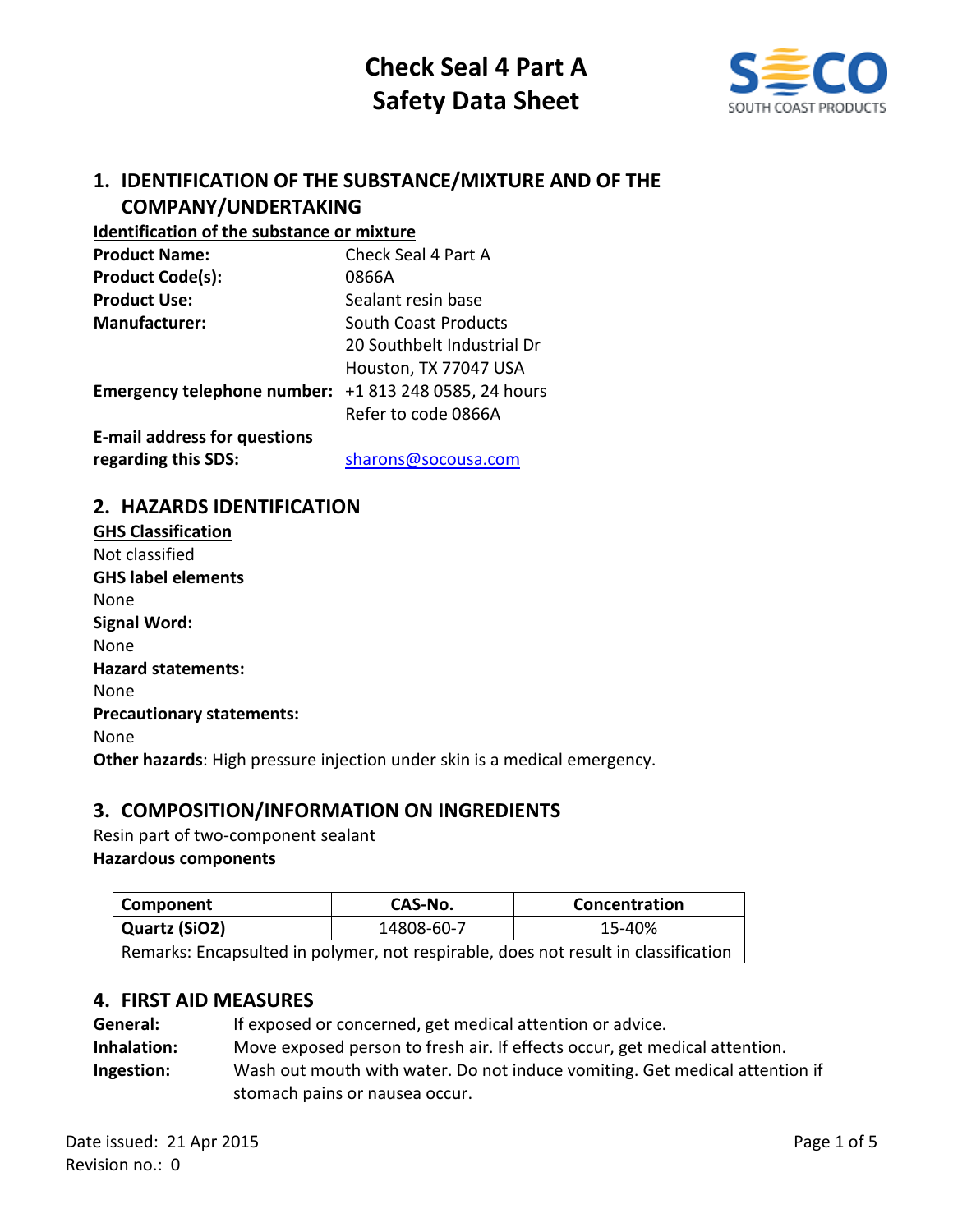# Check Seal 4 Part A
# Safety Data Sheet

## 1. IDENTIFICATION OF THE SUBSTANCE/MIXTURE AND OF THE COMPANY/UNDERTAKING

**Identification of the substance or mixture**

| | |
|---|---|
| **Product Name:** | Check Seal 4 Part A |
| **Product Code(s):** | 0866A |
| **Product Use:** | Sealant resin base |
| **Manufacturer:** | South Coast Products<br>20 Southbelt Industrial Dr<br>Houston, TX 77047 USA |
| **Emergency telephone number:** | +1 813 248 0585, 24 hours<br>Refer to code 0866A |
| **E-mail address for questions regarding this SDS:** | sharons@socousa.com |

## 2. HAZARDS IDENTIFICATION

**GHS Classification**

Not classified

**GHS label elements**

None

**Signal Word:**

None

**Hazard statements:**

None

**Precautionary statements:**

None

**Other hazards**: High pressure injection under skin is a medical emergency.

## 3. COMPOSITION/INFORMATION ON INGREDIENTS

Resin part of two-component sealant

**Hazardous components**

| Component | CAS-No. | Concentration |
|---|---|---|
| Quartz ($SiO_2$) | 14808-60-7 | 15-40% |
| Remarks: Encapsulted in polymer, not respirable, does not result in classification | | |

## 4. FIRST AID MEASURES

**General:** If exposed or concerned, get medical attention or advice.

**Inhalation:** Move exposed person to fresh air. If effects occur, get medical attention.

**Ingestion:** Wash out mouth with water. Do not induce vomiting. Get medical attention if stomach pains or nausea occur.

Date issued: 21 Apr 2015
Revision no.: 0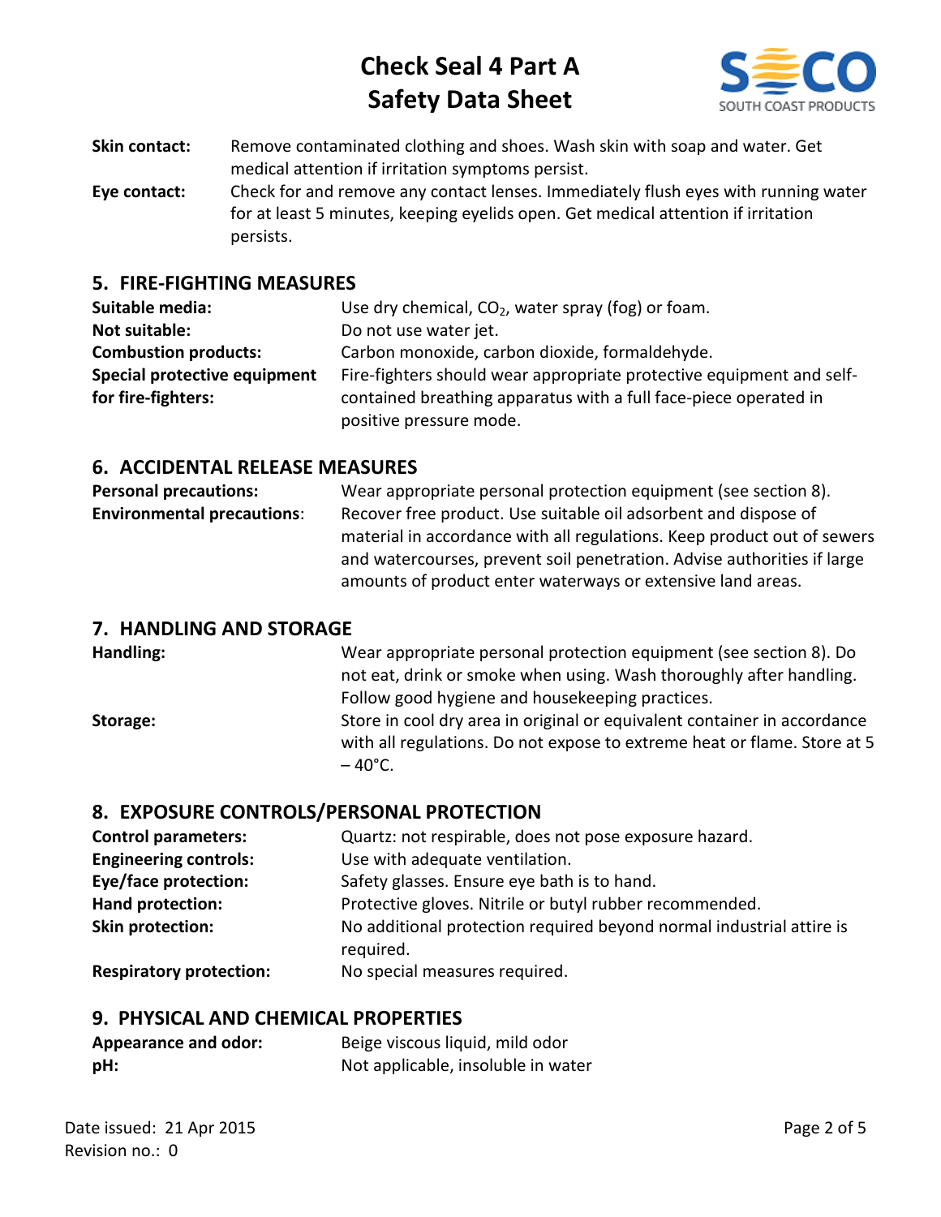**Skin contact:** Remove contaminated clothing and shoes. Wash skin with soap and water. Get medical attention if irritation symptoms persist.

**Eye contact:** Check for and remove any contact lenses. Immediately flush eyes with running water for at least 5 minutes, keeping eyelids open. Get medical attention if irritation persists.

## 5. FIRE-FIGHTING MEASURES

**Suitable media:** Use dry chemical, $CO_2$, water spray (fog) or foam.

**Not suitable:** Do not use water jet.

**Combustion products:** Carbon monoxide, carbon dioxide, formaldehyde.

**Special protective equipment for fire-fighters:** Fire-fighters should wear appropriate protective equipment and self-contained breathing apparatus with a full face-piece operated in positive pressure mode.

## 6. ACCIDENTAL RELEASE MEASURES

**Personal precautions:** Wear appropriate personal protection equipment (see section 8).

**Environmental precautions:** Recover free product. Use suitable oil adsorbent and dispose of material in accordance with all regulations. Keep product out of sewers and watercourses, prevent soil penetration. Advise authorities if large amounts of product enter waterways or extensive land areas.

## 7. HANDLING AND STORAGE

**Handling:** Wear appropriate personal protection equipment (see section 8). Do not eat, drink or smoke when using. Wash thoroughly after handling. Follow good hygiene and housekeeping practices.

**Storage:** Store in cool dry area in original or equivalent container in accordance with all regulations. Do not expose to extreme heat or flame. Store at 5 – 40°C.

## 8. EXPOSURE CONTROLS/PERSONAL PROTECTION

**Control parameters:** Quartz: not respirable, does not pose exposure hazard.

**Engineering controls:** Use with adequate ventilation.

**Eye/face protection:** Safety glasses. Ensure eye bath is to hand.

**Hand protection:** Protective gloves. Nitrile or butyl rubber recommended.

**Skin protection:** No additional protection required beyond normal industrial attire is required.

**Respiratory protection:** No special measures required.

## 9. PHYSICAL AND CHEMICAL PROPERTIES

**Appearance and odor:** Beige viscous liquid, mild odor

**pH:** Not applicable, insoluble in water

Date issued: 21 Apr 2015
Revision no.: 0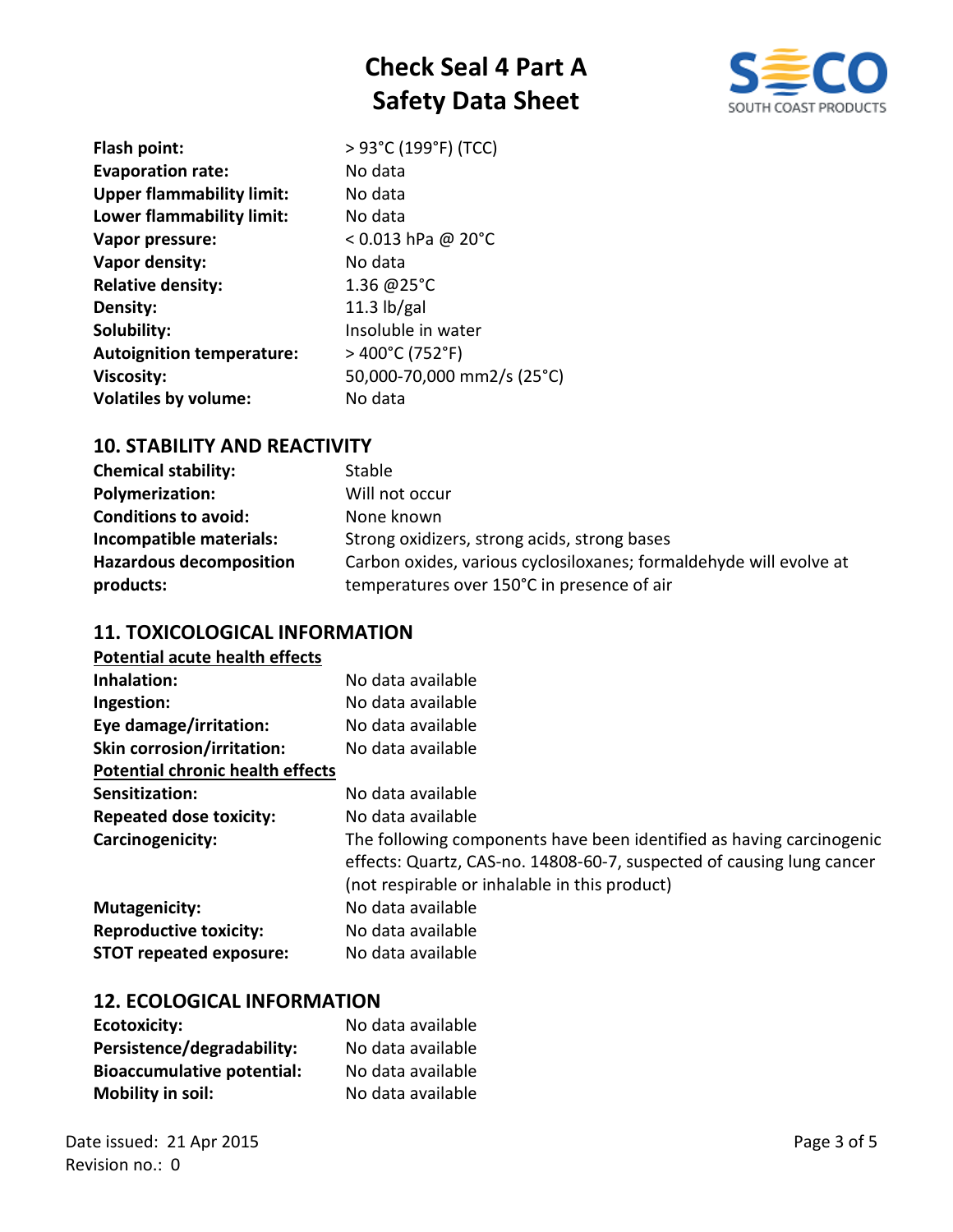| | |
|---|---|
| **Flash point:** | > 93°C (199°F) (TCC) |
| **Evaporation rate:** | No data |
| **Upper flammability limit:** | No data |
| **Lower flammability limit:** | No data |
| **Vapor pressure:** | < 0.013 hPa @ 20°C |
| **Vapor density:** | No data |
| **Relative density:** | 1.36 @25°C |
| **Density:** | 11.3 lb/gal |
| **Solubility:** | Insoluble in water |
| **Autoignition temperature:** | > 400°C (752°F) |
| **Viscosity:** | 50,000-70,000 mm2/s (25°C) |
| **Volatiles by volume:** | No data |

## 10. STABILITY AND REACTIVITY

| | |
|---|---|
| **Chemical stability:** | Stable |
| **Polymerization:** | Will not occur |
| **Conditions to avoid:** | None known |
| **Incompatible materials:** | Strong oxidizers, strong acids, strong bases |
| **Hazardous decomposition products:** | Carbon oxides, various cyclosiloxanes; formaldehyde will evolve at temperatures over 150°C in presence of air |

## 11. TOXICOLOGICAL INFORMATION

**Potential acute health effects**

| | |
|---|---|
| **Inhalation:** | No data available |
| **Ingestion:** | No data available |
| **Eye damage/irritation:** | No data available |
| **Skin corrosion/irritation:** | No data available |

**Potential chronic health effects**

| | |
|---|---|
| **Sensitization:** | No data available |
| **Repeated dose toxicity:** | No data available |
| **Carcinogenicity:** | The following components have been identified as having carcinogenic effects: Quartz, CAS-no. 14808-60-7, suspected of causing lung cancer (not respirable or inhalable in this product) |
| **Mutagenicity:** | No data available |
| **Reproductive toxicity:** | No data available |
| **STOT repeated exposure:** | No data available |

## 12. ECOLOGICAL INFORMATION

| | |
|---|---|
| **Ecotoxicity:** | No data available |
| **Persistence/degradability:** | No data available |
| **Bioaccumulative potential:** | No data available |
| **Mobility in soil:** | No data available |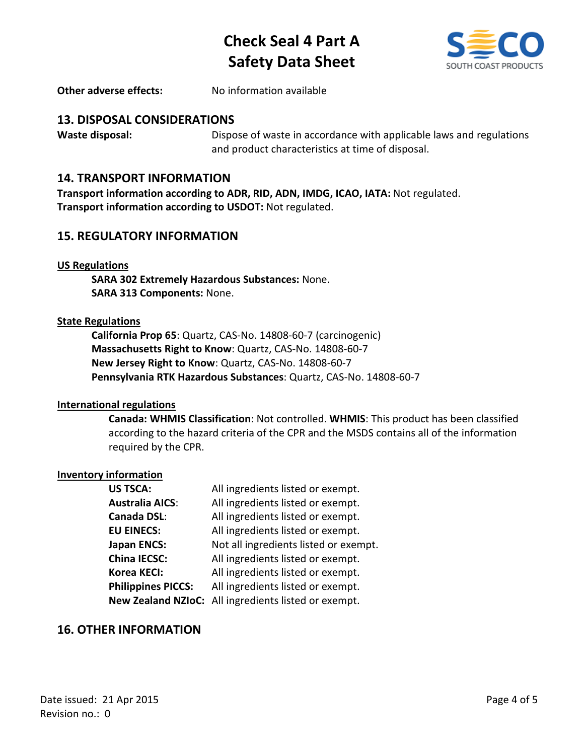**Other adverse effects:** No information available

## 13. DISPOSAL CONSIDERATIONS

**Waste disposal:** Dispose of waste in accordance with applicable laws and regulations and product characteristics at time of disposal.

## 14. TRANSPORT INFORMATION

**Transport information according to ADR, RID, ADN, IMDG, ICAO, IATA:** Not regulated.
**Transport information according to USDOT:** Not regulated.

## 15. REGULATORY INFORMATION

**US Regulations**

**SARA 302 Extremely Hazardous Substances:** None.
**SARA 313 Components:** None.

**State Regulations**

**California Prop 65**: Quartz, CAS-No. 14808-60-7 (carcinogenic)
**Massachusetts Right to Know**: Quartz, CAS-No. 14808-60-7
**New Jersey Right to Know**: Quartz, CAS-No. 14808-60-7
**Pennsylvania RTK Hazardous Substances**: Quartz, CAS-No. 14808-60-7

**International regulations**

**Canada: WHMIS Classification**: Not controlled. **WHMIS**: This product has been classified according to the hazard criteria of the CPR and the MSDS contains all of the information required by the CPR.

**Inventory information**

| | |
|---|---|
| **US TSCA:** | All ingredients listed or exempt. |
| **Australia AICS**: | All ingredients listed or exempt. |
| **Canada DSL**: | All ingredients listed or exempt. |
| **EU EINECS:** | All ingredients listed or exempt. |
| **Japan ENCS:** | Not all ingredients listed or exempt. |
| **China IECSC:** | All ingredients listed or exempt. |
| **Korea KECI:** | All ingredients listed or exempt. |
| **Philippines PICCS:** | All ingredients listed or exempt. |
| **New Zealand NZIoC:** | All ingredients listed or exempt. |

## 16. OTHER INFORMATION

Date issued: 21 Apr 2015
Revision no.: 0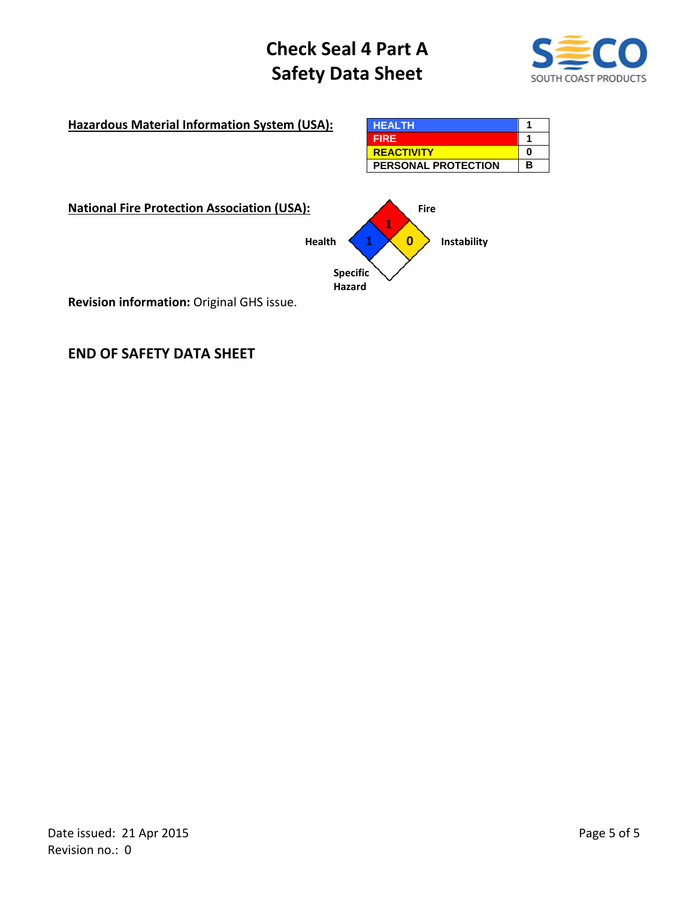**Hazardous Material Information System (USA):**

| | |
|---|---|
| HEALTH | 1 |
| FIRE | 1 |
| REACTIVITY | 0 |
| PERSONAL PROTECTION | B |

**National Fire Protection Association (USA):**

Fire 1

Health 1

Instability 0

Specific Hazard

**Revision information:** Original GHS issue.

## END OF SAFETY DATA SHEET

Date issued: 21 Apr 2015
Revision no.: 0